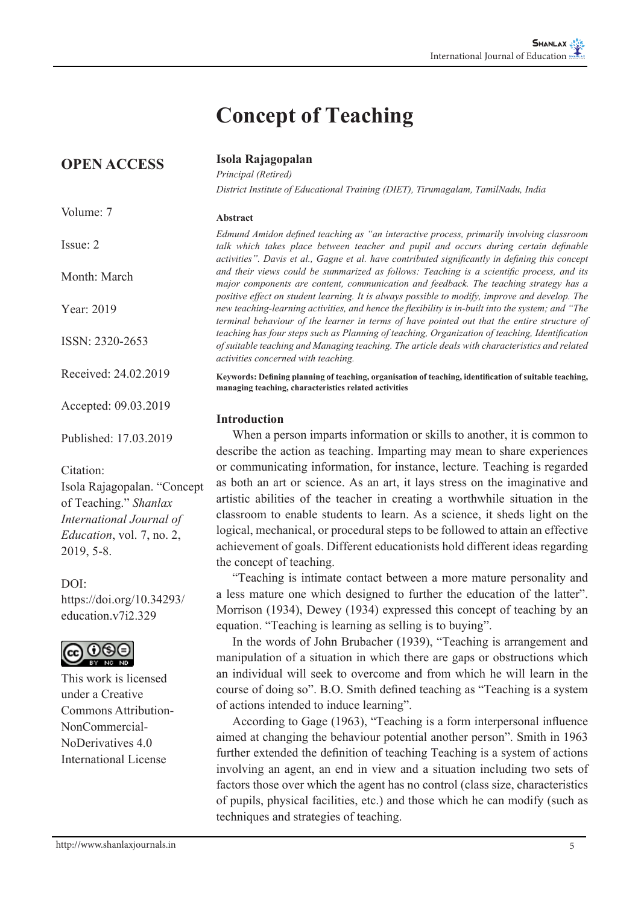# Concept of Teaching

**OPEN ACCESS**

Volume: 7

Issue: 2

Month: March

Year: 2019

ISSN: 2320-2653

Received: 24.02.2019

Accepted: 09.03.2019

Published: 17.03.2019

Citation:
Isola Rajagopalan. "Concept of Teaching." *Shanlax International Journal of Education*, vol. 7, no. 2, 2019, 5-8.

DOI:
https://doi.org/10.34293/education.v7i2.329

This work is licensed under a Creative Commons Attribution-NonCommercial-NoDerivatives 4.0 International License

**Isola Rajagopalan**
*Principal (Retired)*
*District Institute of Educational Training (DIET), Tirumagalam, TamilNadu, India*

### Abstract

*Edmund Amidon defined teaching as "an interactive process, primarily involving classroom talk which takes place between teacher and pupil and occurs during certain definable activities". Davis et al., Gagne et al. have contributed significantly in defining this concept and their views could be summarized as follows: Teaching is a scientific process, and its major components are content, communication and feedback. The teaching strategy has a positive effect on student learning. It is always possible to modify, improve and develop. The new teaching-learning activities, and hence the flexibility is in-built into the system; and "The terminal behaviour of the learner in terms of have pointed out that the entire structure of teaching has four steps such as Planning of teaching, Organization of teaching, Identification of suitable teaching and Managing teaching. The article deals with characteristics and related activities concerned with teaching.*

**Keywords: Defining planning of teaching, organisation of teaching, identification of suitable teaching, managing teaching, characteristics related activities**

### Introduction

When a person imparts information or skills to another, it is common to describe the action as teaching. Imparting may mean to share experiences or communicating information, for instance, lecture. Teaching is regarded as both an art or science. As an art, it lays stress on the imaginative and artistic abilities of the teacher in creating a worthwhile situation in the classroom to enable students to learn. As a science, it sheds light on the logical, mechanical, or procedural steps to be followed to attain an effective achievement of goals. Different educationists hold different ideas regarding the concept of teaching.

"Teaching is intimate contact between a more mature personality and a less mature one which designed to further the education of the latter". Morrison (1934), Dewey (1934) expressed this concept of teaching by an equation. "Teaching is learning as selling is to buying".

In the words of John Brubacher (1939), "Teaching is arrangement and manipulation of a situation in which there are gaps or obstructions which an individual will seek to overcome and from which he will learn in the course of doing so". B.O. Smith defined teaching as "Teaching is a system of actions intended to induce learning".

According to Gage (1963), "Teaching is a form interpersonal influence aimed at changing the behaviour potential another person". Smith in 1963 further extended the definition of teaching Teaching is a system of actions involving an agent, an end in view and a situation including two sets of factors those over which the agent has no control (class size, characteristics of pupils, physical facilities, etc.) and those which he can modify (such as techniques and strategies of teaching.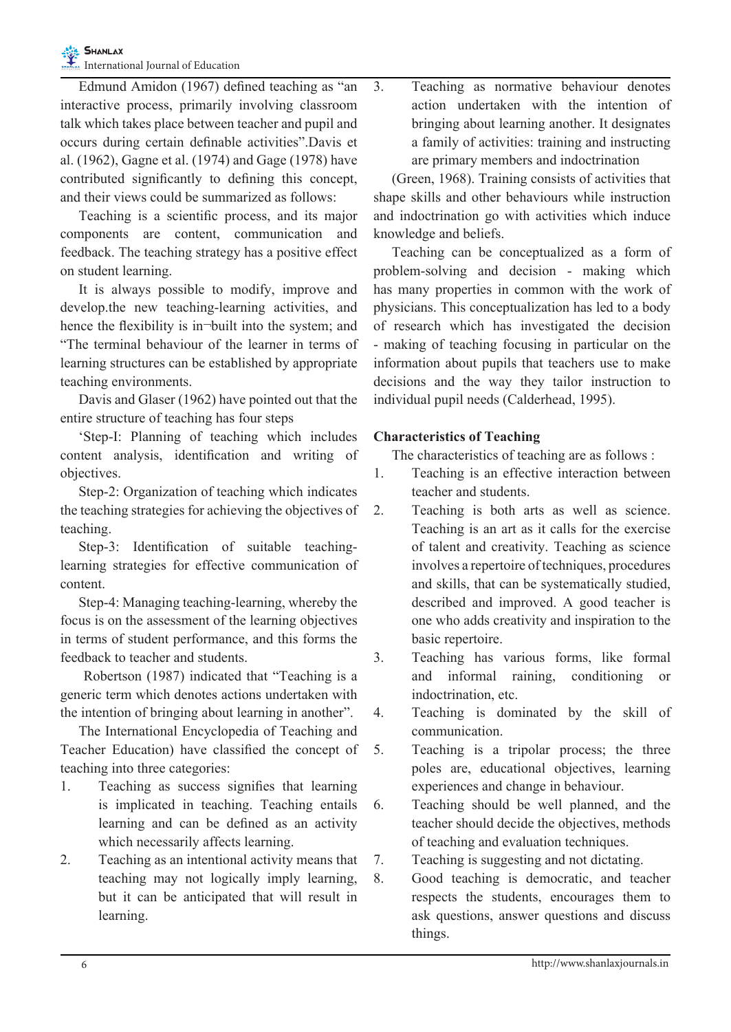Edmund Amidon (1967) defined teaching as "an interactive process, primarily involving classroom talk which takes place between teacher and pupil and occurs during certain definable activities".Davis et al. (1962), Gagne et al. (1974) and Gage (1978) have contributed significantly to defining this concept, and their views could be summarized as follows:

Teaching is a scientific process, and its major components are content, communication and feedback. The teaching strategy has a positive effect on student learning.

It is always possible to modify, improve and develop.the new teaching-learning activities, and hence the flexibility is in¬built into the system; and "The terminal behaviour of the learner in terms of learning structures can be established by appropriate teaching environments.

Davis and Glaser (1962) have pointed out that the entire structure of teaching has four steps

'Step-I: Planning of teaching which includes content analysis, identification and writing of objectives.

Step-2: Organization of teaching which indicates the teaching strategies for achieving the objectives of teaching.

Step-3: Identification of suitable teaching-learning strategies for effective communication of content.

Step-4: Managing teaching-learning, whereby the focus is on the assessment of the learning objectives in terms of student performance, and this forms the feedback to teacher and students.

Robertson (1987) indicated that "Teaching is a generic term which denotes actions undertaken with the intention of bringing about learning in another".

The International Encyclopedia of Teaching and Teacher Education) have classified the concept of teaching into three categories:

1. Teaching as success signifies that learning is implicated in teaching. Teaching entails learning and can be defined as an activity which necessarily affects learning.
2. Teaching as an intentional activity means that teaching may not logically imply learning, but it can be anticipated that will result in learning.
3. Teaching as normative behaviour denotes action undertaken with the intention of bringing about learning another. It designates a family of activities: training and instructing are primary members and indoctrination

(Green, 1968). Training consists of activities that shape skills and other behaviours while instruction and indoctrination go with activities which induce knowledge and beliefs.

Teaching can be conceptualized as a form of problem-solving and decision - making which has many properties in common with the work of physicians. This conceptualization has led to a body of research which has investigated the decision - making of teaching focusing in particular on the information about pupils that teachers use to make decisions and the way they tailor instruction to individual pupil needs (Calderhead, 1995).

**Characteristics of Teaching**

The characteristics of teaching are as follows :

1. Teaching is an effective interaction between teacher and students.
2. Teaching is both arts as well as science. Teaching is an art as it calls for the exercise of talent and creativity. Teaching as science involves a repertoire of techniques, procedures and skills, that can be systematically studied, described and improved. A good teacher is one who adds creativity and inspiration to the basic repertoire.
3. Teaching has various forms, like formal and informal raining, conditioning or indoctrination, etc.
4. Teaching is dominated by the skill of communication.
5. Teaching is a tripolar process; the three poles are, educational objectives, learning experiences and change in behaviour.
6. Teaching should be well planned, and the teacher should decide the objectives, methods of teaching and evaluation techniques.
7. Teaching is suggesting and not dictating.
8. Good teaching is democratic, and teacher respects the students, encourages them to ask questions, answer questions and discuss things.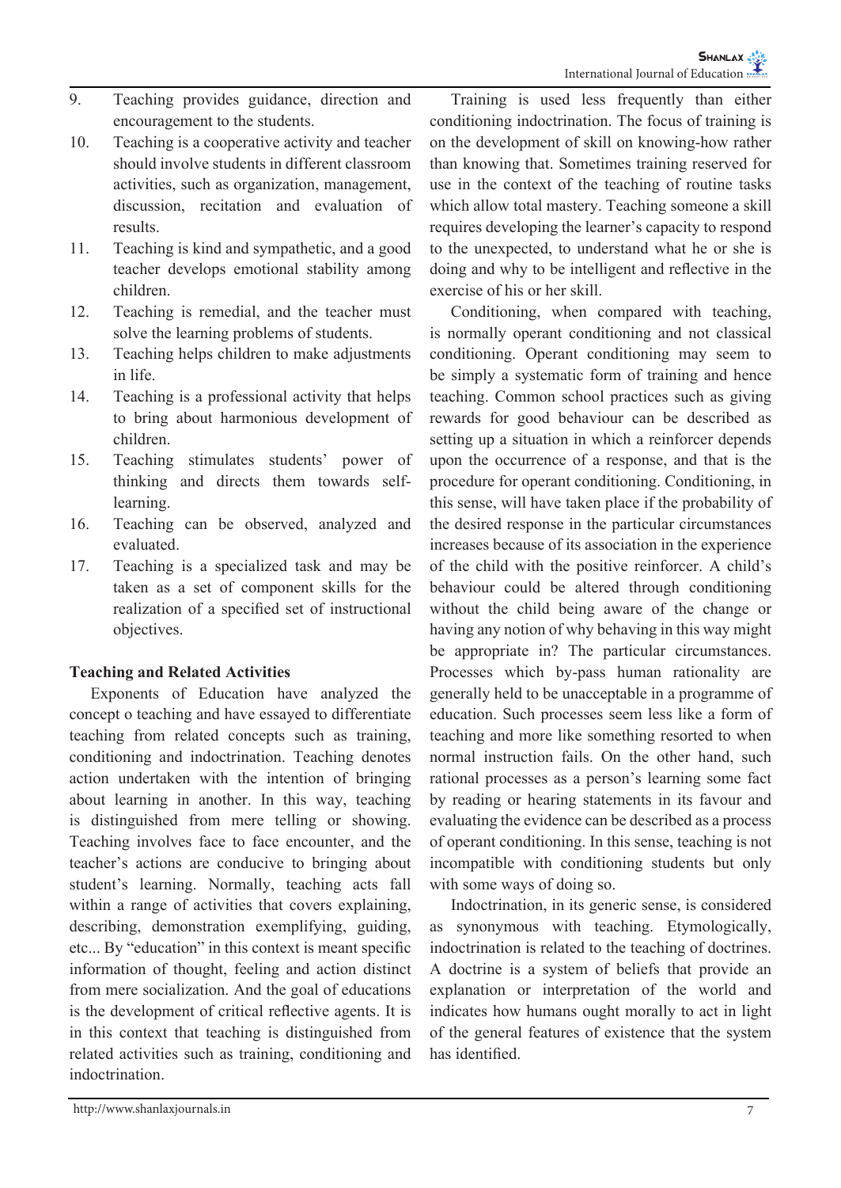9. Teaching provides guidance, direction and encouragement to the students.
10. Teaching is a cooperative activity and teacher should involve students in different classroom activities, such as organization, management, discussion, recitation and evaluation of results.
11. Teaching is kind and sympathetic, and a good teacher develops emotional stability among children.
12. Teaching is remedial, and the teacher must solve the learning problems of students.
13. Teaching helps children to make adjustments in life.
14. Teaching is a professional activity that helps to bring about harmonious development of children.
15. Teaching stimulates students' power of thinking and directs them towards self-learning.
16. Teaching can be observed, analyzed and evaluated.
17. Teaching is a specialized task and may be taken as a set of component skills for the realization of a specified set of instructional objectives.

**Teaching and Related Activities**

Exponents of Education have analyzed the concept o teaching and have essayed to differentiate teaching from related concepts such as training, conditioning and indoctrination. Teaching denotes action undertaken with the intention of bringing about learning in another. In this way, teaching is distinguished from mere telling or showing. Teaching involves face to face encounter, and the teacher's actions are conducive to bringing about student's learning. Normally, teaching acts fall within a range of activities that covers explaining, describing, demonstration exemplifying, guiding, etc... By "education" in this context is meant specific information of thought, feeling and action distinct from mere socialization. And the goal of educations is the development of critical reflective agents. It is in this context that teaching is distinguished from related activities such as training, conditioning and indoctrination.

Training is used less frequently than either conditioning indoctrination. The focus of training is on the development of skill on knowing-how rather than knowing that. Sometimes training reserved for use in the context of the teaching of routine tasks which allow total mastery. Teaching someone a skill requires developing the learner's capacity to respond to the unexpected, to understand what he or she is doing and why to be intelligent and reflective in the exercise of his or her skill.

Conditioning, when compared with teaching, is normally operant conditioning and not classical conditioning. Operant conditioning may seem to be simply a systematic form of training and hence teaching. Common school practices such as giving rewards for good behaviour can be described as setting up a situation in which a reinforcer depends upon the occurrence of a response, and that is the procedure for operant conditioning. Conditioning, in this sense, will have taken place if the probability of the desired response in the particular circumstances increases because of its association in the experience of the child with the positive reinforcer. A child's behaviour could be altered through conditioning without the child being aware of the change or having any notion of why behaving in this way might be appropriate in? The particular circumstances. Processes which by-pass human rationality are generally held to be unacceptable in a programme of education. Such processes seem less like a form of teaching and more like something resorted to when normal instruction fails. On the other hand, such rational processes as a person's learning some fact by reading or hearing statements in its favour and evaluating the evidence can be described as a process of operant conditioning. In this sense, teaching is not incompatible with conditioning students but only with some ways of doing so.

Indoctrination, in its generic sense, is considered as synonymous with teaching. Etymologically, indoctrination is related to the teaching of doctrines. A doctrine is a system of beliefs that provide an explanation or interpretation of the world and indicates how humans ought morally to act in light of the general features of existence that the system has identified.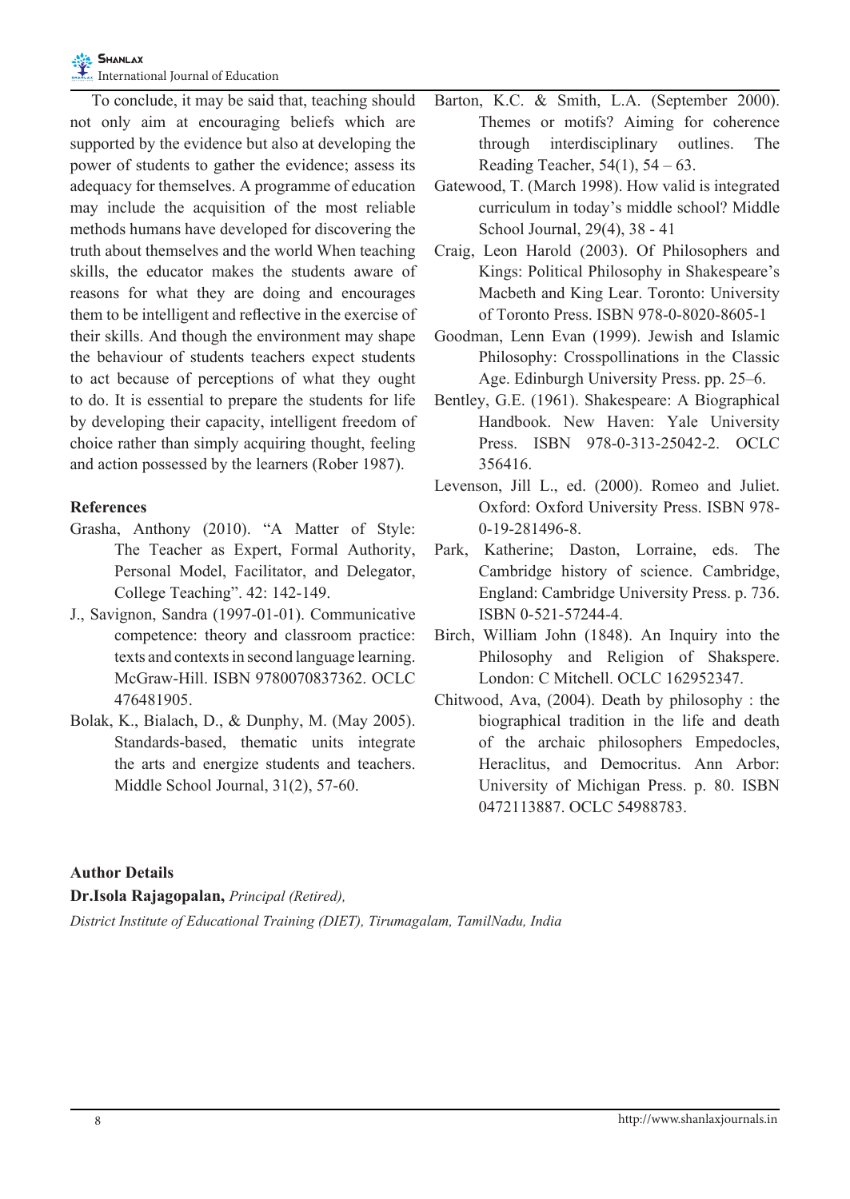To conclude, it may be said that, teaching should not only aim at encouraging beliefs which are supported by the evidence but also at developing the power of students to gather the evidence; assess its adequacy for themselves. A programme of education may include the acquisition of the most reliable methods humans have developed for discovering the truth about themselves and the world When teaching skills, the educator makes the students aware of reasons for what they are doing and encourages them to be intelligent and reflective in the exercise of their skills. And though the environment may shape the behaviour of students teachers expect students to act because of perceptions of what they ought to do. It is essential to prepare the students for life by developing their capacity, intelligent freedom of choice rather than simply acquiring thought, feeling and action possessed by the learners (Rober 1987).

## References

- Grasha, Anthony (2010). "A Matter of Style: The Teacher as Expert, Formal Authority, Personal Model, Facilitator, and Delegator, College Teaching". 42: 142-149.
- J., Savignon, Sandra (1997-01-01). Communicative competence: theory and classroom practice: texts and contexts in second language learning. McGraw-Hill. ISBN 9780070837362. OCLC 476481905.
- Bolak, K., Bialach, D., & Dunphy, M. (May 2005). Standards-based, thematic units integrate the arts and energize students and teachers. Middle School Journal, 31(2), 57-60.
- Barton, K.C. & Smith, L.A. (September 2000). Themes or motifs? Aiming for coherence through interdisciplinary outlines. The Reading Teacher, 54(1), 54 – 63.
- Gatewood, T. (March 1998). How valid is integrated curriculum in today's middle school? Middle School Journal, 29(4), 38 - 41
- Craig, Leon Harold (2003). Of Philosophers and Kings: Political Philosophy in Shakespeare's Macbeth and King Lear. Toronto: University of Toronto Press. ISBN 978-0-8020-8605-1
- Goodman, Lenn Evan (1999). Jewish and Islamic Philosophy: Crosspollinations in the Classic Age. Edinburgh University Press. pp. 25–6.
- Bentley, G.E. (1961). Shakespeare: A Biographical Handbook. New Haven: Yale University Press. ISBN 978-0-313-25042-2. OCLC 356416.
- Levenson, Jill L., ed. (2000). Romeo and Juliet. Oxford: Oxford University Press. ISBN 978-0-19-281496-8.
- Park, Katherine; Daston, Lorraine, eds. The Cambridge history of science. Cambridge, England: Cambridge University Press. p. 736. ISBN 0-521-57244-4.
- Birch, William John (1848). An Inquiry into the Philosophy and Religion of Shakspere. London: C Mitchell. OCLC 162952347.
- Chitwood, Ava, (2004). Death by philosophy : the biographical tradition in the life and death of the archaic philosophers Empedocles, Heraclitus, and Democritus. Ann Arbor: University of Michigan Press. p. 80. ISBN 0472113887. OCLC 54988783.

## Author Details

**Dr.Isola Rajagopalan,** *Principal (Retired),*

*District Institute of Educational Training (DIET), Tirumagalam, TamilNadu, India*